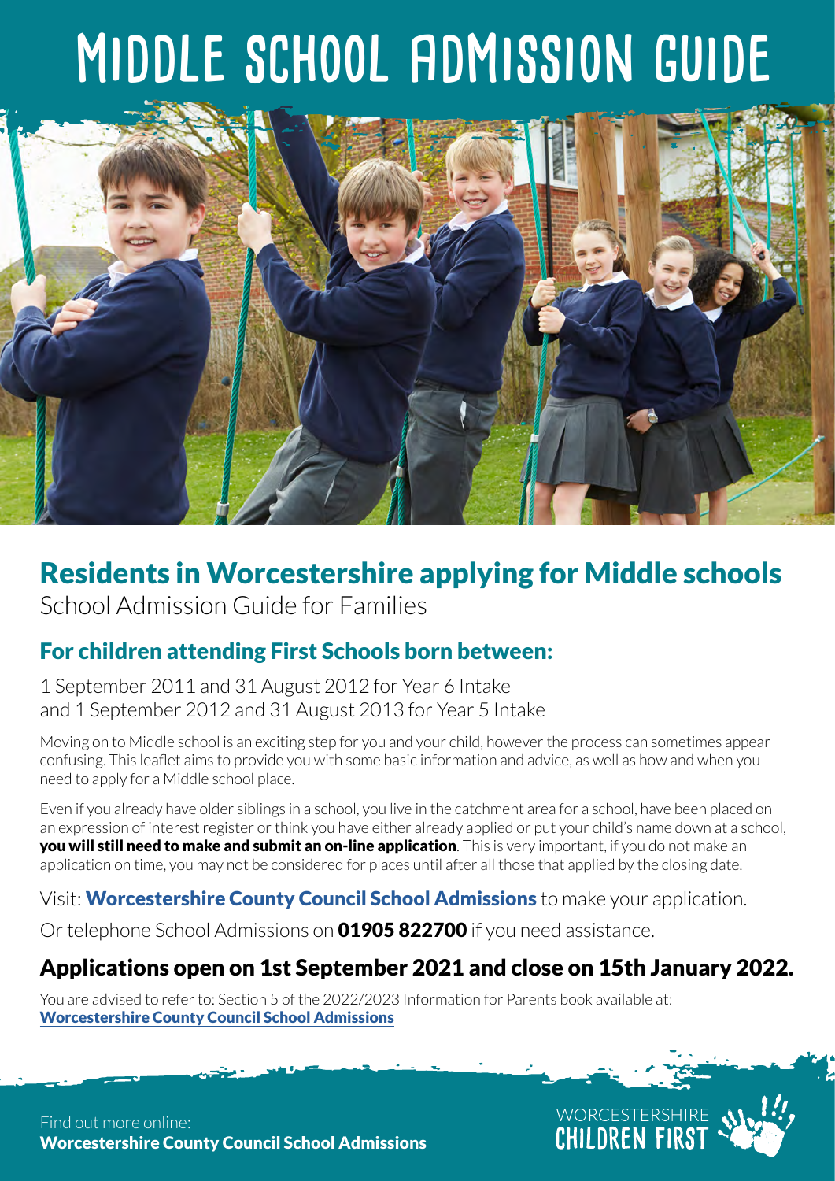# MIDDLE SCHOOL ADMISSION GUIDE

## Residents in Worcestershire applying for Middle schools

School Admission Guide for Families

### For children attending First Schools born between:

1 September 2011 and 31 August 2012 for Year 6 Intake
and 1 September 2012 and 31 August 2013 for Year 5 Intake

Moving on to Middle school is an exciting step for you and your child, however the process can sometimes appear confusing. This leaflet aims to provide you with some basic information and advice, as well as how and when you need to apply for a Middle school place.

Even if you already have older siblings in a school, you live in the catchment area for a school, have been placed on an expression of interest register or think you have either already applied or put your child's name down at a school, **you will still need to make and submit an on-line application**. This is very important, if you do not make an application on time, you may not be considered for places until after all those that applied by the closing date.

Visit: **Worcestershire County Council School Admissions** to make your application.

Or telephone School Admissions on **01905 822700** if you need assistance.

### Applications open on 1st September 2021 and close on 15th January 2022.

You are advised to refer to: Section 5 of the 2022/2023 Information for Parents book available at: **Worcestershire County Council School Admissions**

Find out more online:
**Worcestershire County Council School Admissions**

WORCESTERSHIRE CHILDREN FIRST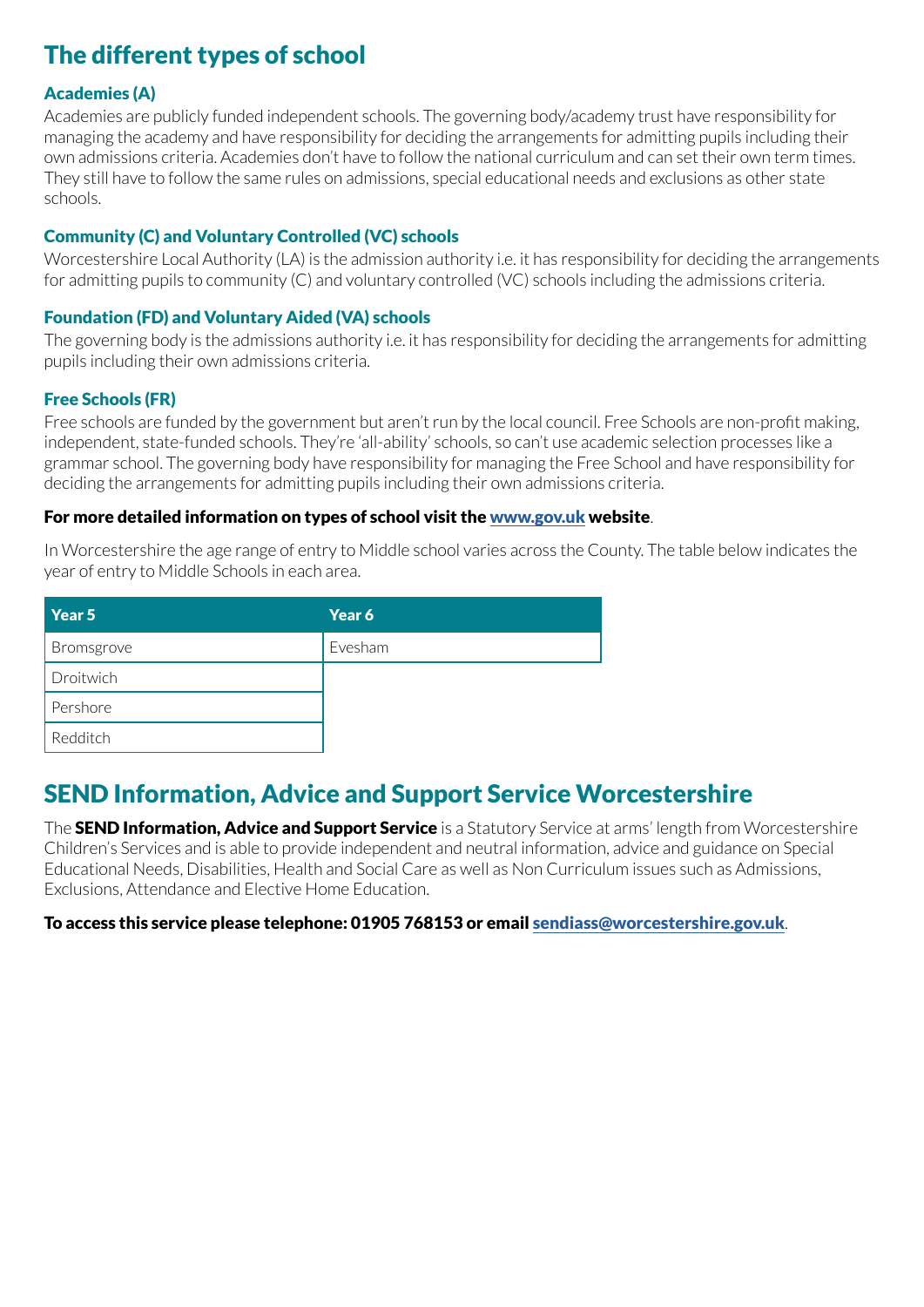## The different types of school

### Academies (A)

Academies are publicly funded independent schools. The governing body/academy trust have responsibility for managing the academy and have responsibility for deciding the arrangements for admitting pupils including their own admissions criteria. Academies don't have to follow the national curriculum and can set their own term times. They still have to follow the same rules on admissions, special educational needs and exclusions as other state schools.

### Community (C) and Voluntary Controlled (VC) schools

Worcestershire Local Authority (LA) is the admission authority i.e. it has responsibility for deciding the arrangements for admitting pupils to community (C) and voluntary controlled (VC) schools including the admissions criteria.

### Foundation (FD) and Voluntary Aided (VA) schools

The governing body is the admissions authority i.e. it has responsibility for deciding the arrangements for admitting pupils including their own admissions criteria.

### Free Schools (FR)

Free schools are funded by the government but aren't run by the local council. Free Schools are non-profit making, independent, state-funded schools. They're 'all-ability' schools, so can't use academic selection processes like a grammar school. The governing body have responsibility for managing the Free School and have responsibility for deciding the arrangements for admitting pupils including their own admissions criteria.

**For more detailed information on types of school visit the [www.gov.uk](http://www.gov.uk) website**.

In Worcestershire the age range of entry to Middle school varies across the County. The table below indicates the year of entry to Middle Schools in each area.

| Year 5 | Year 6 |
|---|---|
| Bromsgrove | Evesham |
| Droitwich | |
| Pershore | |
| Redditch | |

## SEND Information, Advice and Support Service Worcestershire

The **SEND Information, Advice and Support Service** is a Statutory Service at arms' length from Worcestershire Children's Services and is able to provide independent and neutral information, advice and guidance on Special Educational Needs, Disabilities, Health and Social Care as well as Non Curriculum issues such as Admissions, Exclusions, Attendance and Elective Home Education.

**To access this service please telephone: 01905 768153 or email [sendiass@worcestershire.gov.uk](mailto:sendiass@worcestershire.gov.uk)**.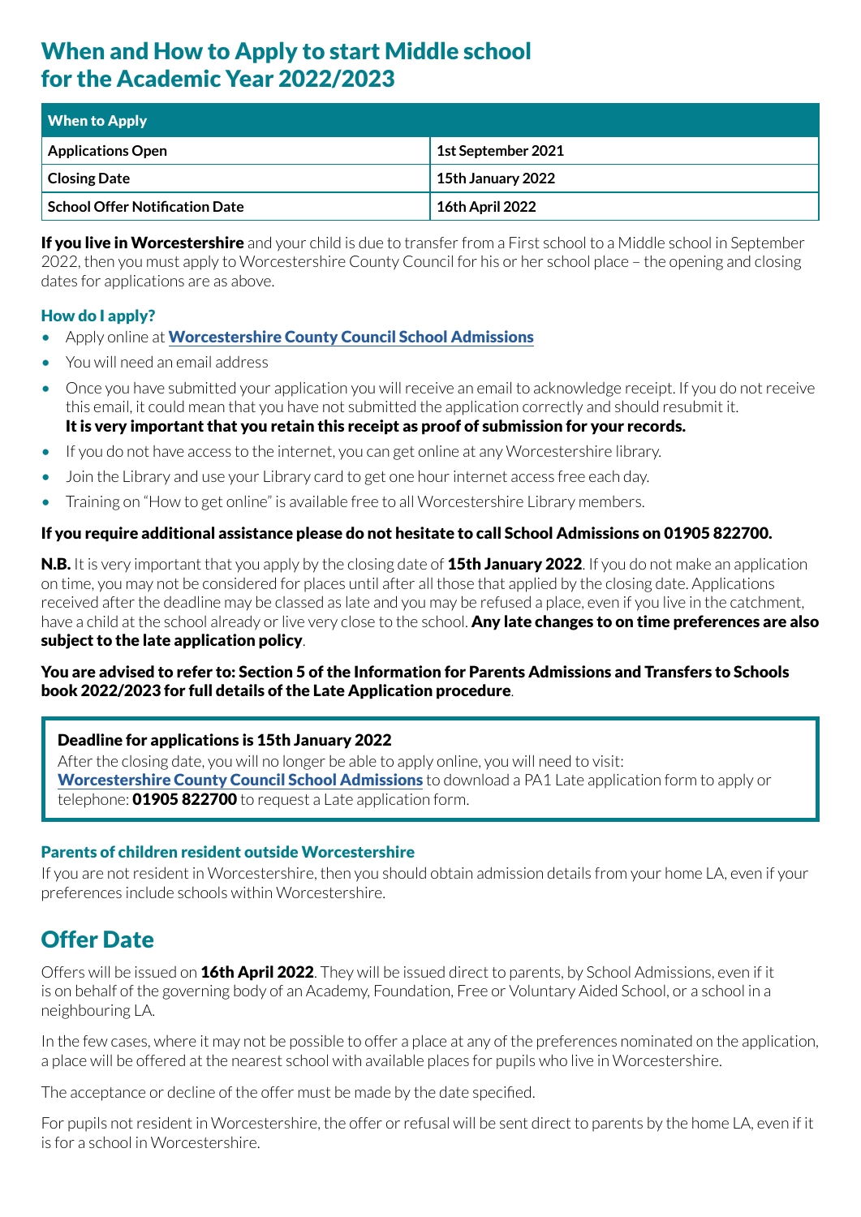# When and How to Apply to start Middle school for the Academic Year 2022/2023

| When to Apply | |
|---|---|
| **Applications Open** | **1st September 2021** |
| **Closing Date** | **15th January 2022** |
| **School Offer Notification Date** | **16th April 2022** |

**If you live in Worcestershire** and your child is due to transfer from a First school to a Middle school in September 2022, then you must apply to Worcestershire County Council for his or her school place – the opening and closing dates for applications are as above.

### How do I apply?

- Apply online at **Worcestershire County Council School Admissions**
- You will need an email address
- Once you have submitted your application you will receive an email to acknowledge receipt. If you do not receive this email, it could mean that you have not submitted the application correctly and should resubmit it. **It is very important that you retain this receipt as proof of submission for your records.**
- If you do not have access to the internet, you can get online at any Worcestershire library.
- Join the Library and use your Library card to get one hour internet access free each day.
- Training on "How to get online" is available free to all Worcestershire Library members.

**If you require additional assistance please do not hesitate to call School Admissions on 01905 822700.**

**N.B.** It is very important that you apply by the closing date of **15th January 2022**. If you do not make an application on time, you may not be considered for places until after all those that applied by the closing date. Applications received after the deadline may be classed as late and you may be refused a place, even if you live in the catchment, have a child at the school already or live very close to the school. **Any late changes to on time preferences are also subject to the late application policy**.

**You are advised to refer to: Section 5 of the Information for Parents Admissions and Transfers to Schools book 2022/2023 for full details of the Late Application procedure**.

> **Deadline for applications is 15th January 2022**
> After the closing date, you will no longer be able to apply online, you will need to visit: **Worcestershire County Council School Admissions** to download a PA1 Late application form to apply or telephone: **01905 822700** to request a Late application form.

### Parents of children resident outside Worcestershire

If you are not resident in Worcestershire, then you should obtain admission details from your home LA, even if your preferences include schools within Worcestershire.

## Offer Date

Offers will be issued on **16th April 2022**. They will be issued direct to parents, by School Admissions, even if it is on behalf of the governing body of an Academy, Foundation, Free or Voluntary Aided School, or a school in a neighbouring LA.

In the few cases, where it may not be possible to offer a place at any of the preferences nominated on the application, a place will be offered at the nearest school with available places for pupils who live in Worcestershire.

The acceptance or decline of the offer must be made by the date specified.

For pupils not resident in Worcestershire, the offer or refusal will be sent direct to parents by the home LA, even if it is for a school in Worcestershire.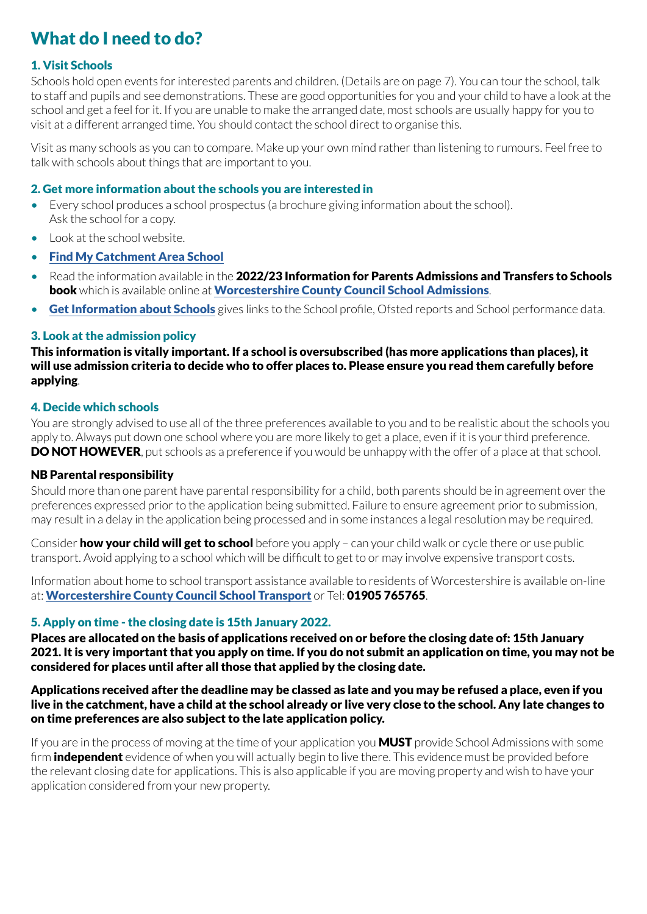# What do I need to do?

### 1. Visit Schools

Schools hold open events for interested parents and children. (Details are on page 7). You can tour the school, talk to staff and pupils and see demonstrations. These are good opportunities for you and your child to have a look at the school and get a feel for it. If you are unable to make the arranged date, most schools are usually happy for you to visit at a different arranged time. You should contact the school direct to organise this.

Visit as many schools as you can to compare. Make up your own mind rather than listening to rumours. Feel free to talk with schools about things that are important to you.

### 2. Get more information about the schools you are interested in

- Every school produces a school prospectus (a brochure giving information about the school). Ask the school for a copy.
- Look at the school website.
- **Find My Catchment Area School**
- Read the information available in the **2022/23 Information for Parents Admissions and Transfers to Schools book** which is available online at **Worcestershire County Council School Admissions**.
- **Get Information about Schools** gives links to the School profile, Ofsted reports and School performance data.

### 3. Look at the admission policy

**This information is vitally important. If a school is oversubscribed (has more applications than places), it will use admission criteria to decide who to offer places to. Please ensure you read them carefully before applying**.

### 4. Decide which schools

You are strongly advised to use all of the three preferences available to you and to be realistic about the schools you apply to. Always put down one school where you are more likely to get a place, even if it is your third preference. **DO NOT HOWEVER**, put schools as a preference if you would be unhappy with the offer of a place at that school.

**NB Parental responsibility**

Should more than one parent have parental responsibility for a child, both parents should be in agreement over the preferences expressed prior to the application being submitted. Failure to ensure agreement prior to submission, may result in a delay in the application being processed and in some instances a legal resolution may be required.

Consider **how your child will get to school** before you apply – can your child walk or cycle there or use public transport. Avoid applying to a school which will be difficult to get to or may involve expensive transport costs.

Information about home to school transport assistance available to residents of Worcestershire is available on-line at: **Worcestershire County Council School Transport** or Tel: **01905 765765**.

### 5. Apply on time - the closing date is 15th January 2022.

**Places are allocated on the basis of applications received on or before the closing date of: 15th January 2021. It is very important that you apply on time. If you do not submit an application on time, you may not be considered for places until after all those that applied by the closing date.**

**Applications received after the deadline may be classed as late and you may be refused a place, even if you live in the catchment, have a child at the school already or live very close to the school. Any late changes to on time preferences are also subject to the late application policy.**

If you are in the process of moving at the time of your application you **MUST** provide School Admissions with some firm **independent** evidence of when you will actually begin to live there. This evidence must be provided before the relevant closing date for applications. This is also applicable if you are moving property and wish to have your application considered from your new property.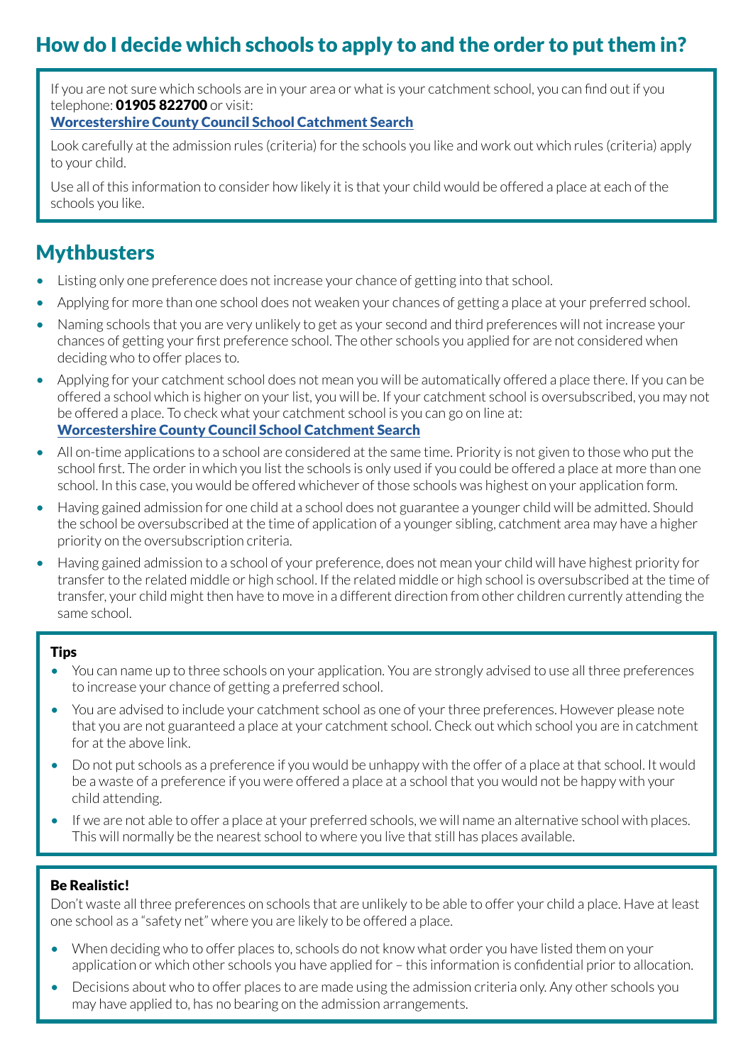## How do I decide which schools to apply to and the order to put them in?

If you are not sure which schools are in your area or what is your catchment school, you can find out if you telephone: **01905 822700** or visit:
**Worcestershire County Council School Catchment Search**

Look carefully at the admission rules (criteria) for the schools you like and work out which rules (criteria) apply to your child.

Use all of this information to consider how likely it is that your child would be offered a place at each of the schools you like.

## Mythbusters

- Listing only one preference does not increase your chance of getting into that school.
- Applying for more than one school does not weaken your chances of getting a place at your preferred school.
- Naming schools that you are very unlikely to get as your second and third preferences will not increase your chances of getting your first preference school. The other schools you applied for are not considered when deciding who to offer places to.
- Applying for your catchment school does not mean you will be automatically offered a place there. If you can be offered a school which is higher on your list, you will be. If your catchment school is oversubscribed, you may not be offered a place. To check what your catchment school is you can go on line at: **Worcestershire County Council School Catchment Search**
- All on-time applications to a school are considered at the same time. Priority is not given to those who put the school first. The order in which you list the schools is only used if you could be offered a place at more than one school. In this case, you would be offered whichever of those schools was highest on your application form.
- Having gained admission for one child at a school does not guarantee a younger child will be admitted. Should the school be oversubscribed at the time of application of a younger sibling, catchment area may have a higher priority on the oversubscription criteria.
- Having gained admission to a school of your preference, does not mean your child will have highest priority for transfer to the related middle or high school. If the related middle or high school is oversubscribed at the time of transfer, your child might then have to move in a different direction from other children currently attending the same school.

### Tips

- You can name up to three schools on your application. You are strongly advised to use all three preferences to increase your chance of getting a preferred school.
- You are advised to include your catchment school as one of your three preferences. However please note that you are not guaranteed a place at your catchment school. Check out which school you are in catchment for at the above link.
- Do not put schools as a preference if you would be unhappy with the offer of a place at that school. It would be a waste of a preference if you were offered a place at a school that you would not be happy with your child attending.
- If we are not able to offer a place at your preferred schools, we will name an alternative school with places. This will normally be the nearest school to where you live that still has places available.

### Be Realistic!

Don't waste all three preferences on schools that are unlikely to be able to offer your child a place. Have at least one school as a "safety net" where you are likely to be offered a place.

- When deciding who to offer places to, schools do not know what order you have listed them on your application or which other schools you have applied for – this information is confidential prior to allocation.
- Decisions about who to offer places to are made using the admission criteria only. Any other schools you may have applied to, has no bearing on the admission arrangements.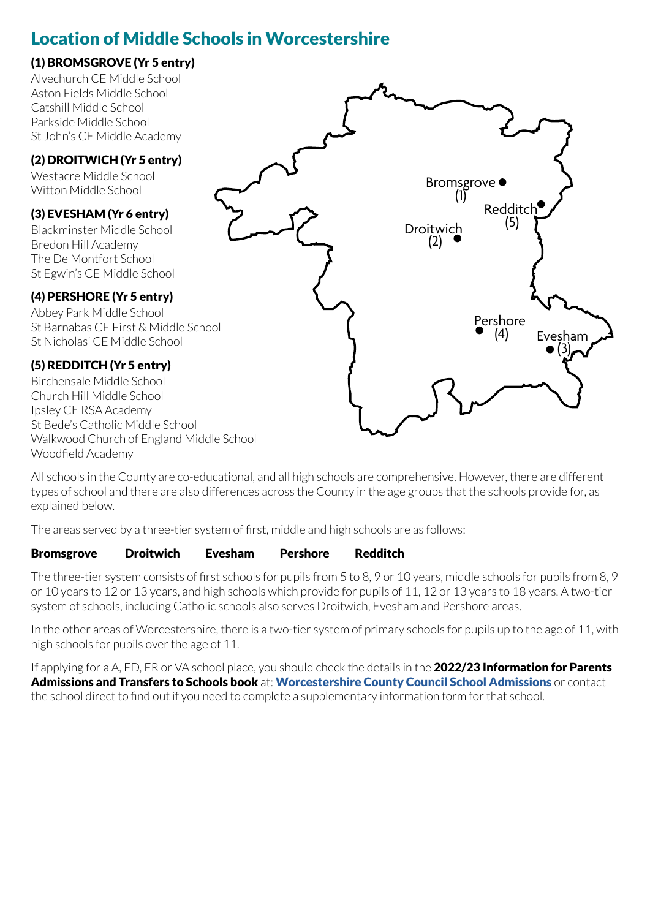## Location of Middle Schools in Worcestershire

### (1) BROMSGROVE (Yr 5 entry)

Alvechurch CE Middle School
Aston Fields Middle School
Catshill Middle School
Parkside Middle School
St John's CE Middle Academy

### (2) DROITWICH (Yr 5 entry)

Westacre Middle School
Witton Middle School

### (3) EVESHAM (Yr 6 entry)

Blackminster Middle School
Bredon Hill Academy
The De Montfort School
St Egwin's CE Middle School

### (4) PERSHORE (Yr 5 entry)

Abbey Park Middle School
St Barnabas CE First & Middle School
St Nicholas' CE Middle School

### (5) REDDITCH (Yr 5 entry)

Birchensale Middle School
Church Hill Middle School
Ipsley CE RSA Academy
St Bede's Catholic Middle School
Walkwood Church of England Middle School
Woodfield Academy

Bromsgrove (1)
Redditch (5)
Droitwich (2)
Pershore (4)
Evesham (3)

All schools in the County are co-educational, and all high schools are comprehensive. However, there are different types of school and there are also differences across the County in the age groups that the schools provide for, as explained below.

The areas served by a three-tier system of first, middle and high schools are as follows:

**Bromsgrove** **Droitwich** **Evesham** **Pershore** **Redditch**

The three-tier system consists of first schools for pupils from 5 to 8, 9 or 10 years, middle schools for pupils from 8, 9 or 10 years to 12 or 13 years, and high schools which provide for pupils of 11, 12 or 13 years to 18 years. A two-tier system of schools, including Catholic schools also serves Droitwich, Evesham and Pershore areas.

In the other areas of Worcestershire, there is a two-tier system of primary schools for pupils up to the age of 11, with high schools for pupils over the age of 11.

If applying for a A, FD, FR or VA school place, you should check the details in the **2022/23 Information for Parents Admissions and Transfers to Schools book** at: **Worcestershire County Council School Admissions** or contact the school direct to find out if you need to complete a supplementary information form for that school.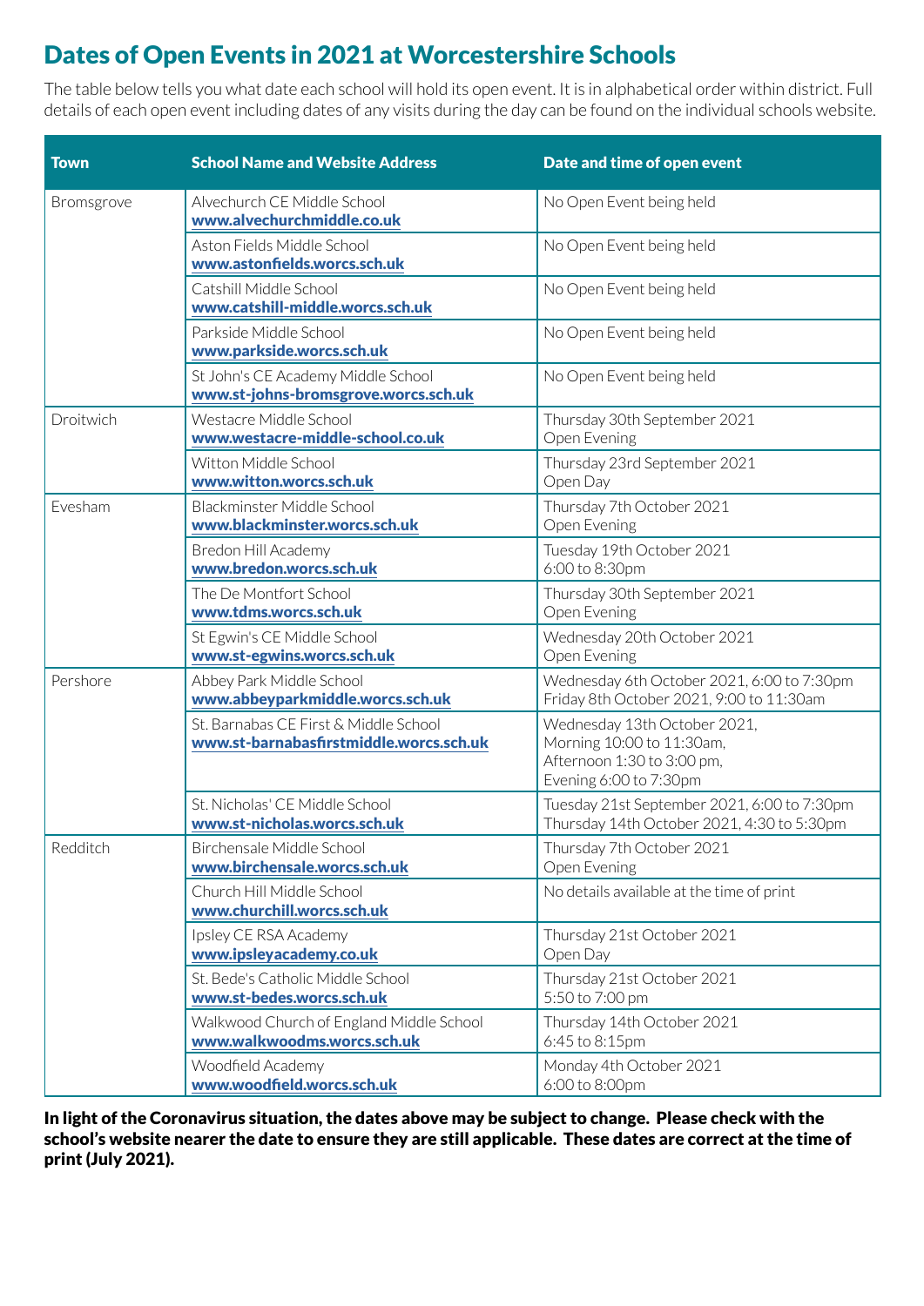# Dates of Open Events in 2021 at Worcestershire Schools

The table below tells you what date each school will hold its open event. It is in alphabetical order within district. Full details of each open event including dates of any visits during the day can be found on the individual schools website.

| Town | School Name and Website Address | Date and time of open event |
|---|---|---|
| Bromsgrove | Alvechurch CE Middle School **www.alvechurchmiddle.co.uk** | No Open Event being held |
| | Aston Fields Middle School **www.astonfields.worcs.sch.uk** | No Open Event being held |
| | Catshill Middle School **www.catshill-middle.worcs.sch.uk** | No Open Event being held |
| | Parkside Middle School **www.parkside.worcs.sch.uk** | No Open Event being held |
| | St John's CE Academy Middle School **www.st-johns-bromsgrove.worcs.sch.uk** | No Open Event being held |
| Droitwich | Westacre Middle School **www.westacre-middle-school.co.uk** | Thursday 30th September 2021 Open Evening |
| | Witton Middle School **www.witton.worcs.sch.uk** | Thursday 23rd September 2021 Open Day |
| Evesham | Blackminster Middle School **www.blackminster.worcs.sch.uk** | Thursday 7th October 2021 Open Evening |
| | Bredon Hill Academy **www.bredon.worcs.sch.uk** | Tuesday 19th October 2021 6:00 to 8:30pm |
| | The De Montfort School **www.tdms.worcs.sch.uk** | Thursday 30th September 2021 Open Evening |
| | St Egwin's CE Middle School **www.st-egwins.worcs.sch.uk** | Wednesday 20th October 2021 Open Evening |
| Pershore | Abbey Park Middle School **www.abbeyparkmiddle.worcs.sch.uk** | Wednesday 6th October 2021, 6:00 to 7:30pm Friday 8th October 2021, 9:00 to 11:30am |
| | St. Barnabas CE First & Middle School **www.st-barnabasfirstmiddle.worcs.sch.uk** | Wednesday 13th October 2021, Morning 10:00 to 11:30am, Afternoon 1:30 to 3:00 pm, Evening 6:00 to 7:30pm |
| | St. Nicholas' CE Middle School **www.st-nicholas.worcs.sch.uk** | Tuesday 21st September 2021, 6:00 to 7:30pm Thursday 14th October 2021, 4:30 to 5:30pm |
| Redditch | Birchensale Middle School **www.birchensale.worcs.sch.uk** | Thursday 7th October 2021 Open Evening |
| | Church Hill Middle School **www.churchill.worcs.sch.uk** | No details available at the time of print |
| | Ipsley CE RSA Academy **www.ipsleyacademy.co.uk** | Thursday 21st October 2021 Open Day |
| | St. Bede's Catholic Middle School **www.st-bedes.worcs.sch.uk** | Thursday 21st October 2021 5:50 to 7:00 pm |
| | Walkwood Church of England Middle School **www.walkwoodms.worcs.sch.uk** | Thursday 14th October 2021 6:45 to 8:15pm |
| | Woodfield Academy **www.woodfield.worcs.sch.uk** | Monday 4th October 2021 6:00 to 8:00pm |

**In light of the Coronavirus situation, the dates above may be subject to change. Please check with the school's website nearer the date to ensure they are still applicable. These dates are correct at the time of print (July 2021).**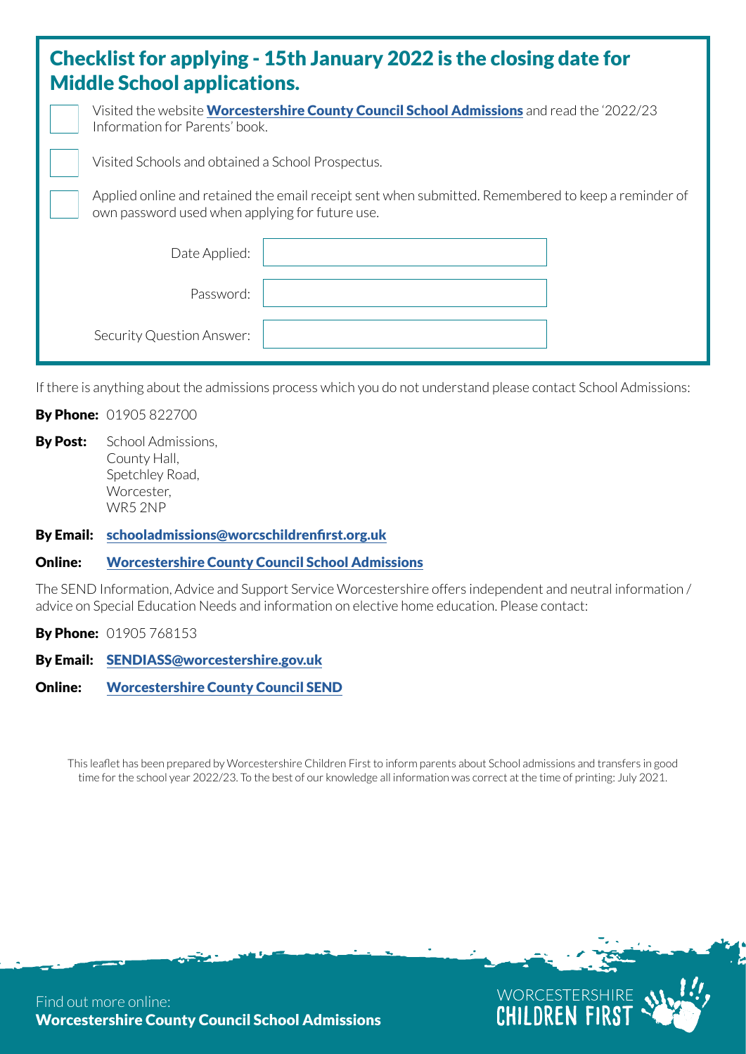## Checklist for applying - 15th January 2022 is the closing date for Middle School applications.

- [ ] Visited the website **Worcestershire County Council School Admissions** and read the '2022/23 Information for Parents' book.
- [ ] Visited Schools and obtained a School Prospectus.
- [ ] Applied online and retained the email receipt sent when submitted. Remembered to keep a reminder of own password used when applying for future use.

| | |
|---|---|
| Date Applied: | |
| Password: | |
| Security Question Answer: | |

If there is anything about the admissions process which you do not understand please contact School Admissions:

**By Phone:** 01905 822700

**By Post:** School Admissions,
County Hall,
Spetchley Road,
Worcester,
WR5 2NP

**By Email:** schooladmissions@worcschildrenfirst.org.uk

**Online:** Worcestershire County Council School Admissions

The SEND Information, Advice and Support Service Worcestershire offers independent and neutral information / advice on Special Education Needs and information on elective home education. Please contact:

**By Phone:** 01905 768153

**By Email:** SENDIASS@worcestershire.gov.uk

**Online:** Worcestershire County Council SEND

This leaflet has been prepared by Worcestershire Children First to inform parents about School admissions and transfers in good time for the school year 2022/23. To the best of our knowledge all information was correct at the time of printing: July 2021.

Find out more online:
**Worcestershire County Council School Admissions**

WORCESTERSHIRE CHILDREN FIRST